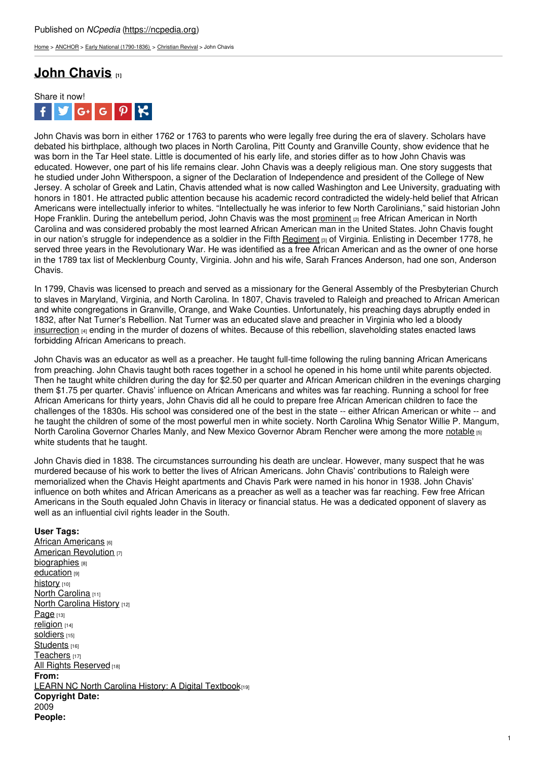Published on *NCpedia* (https://ncpedia.org)

Home > ANCHOR > Early National (1790-1836) > Christian Revival > John Chavis

# John Chavis [1]

Share it now!

John Chavis was born in either 1762 or 1763 to parents who were legally free during the era of slavery. Scholars have debated his birthplace, although two places in North Carolina, Pitt County and Granville County, show evidence that he was born in the Tar Heel state. Little is documented of his early life, and stories differ as to how John Chavis was educated. However, one part of his life remains clear. John Chavis was a deeply religious man. One story suggests that he studied under John Witherspoon, a signer of the Declaration of Independence and president of the College of New Jersey. A scholar of Greek and Latin, Chavis attended what is now called Washington and Lee University, graduating with honors in 1801. He attracted public attention because his academic record contradicted the widely-held belief that African Americans were intellectually inferior to whites. "Intellectually he was inferior to few North Carolinians," said historian John Hope Franklin. During the antebellum period, John Chavis was the most prominent [2] free African American in North Carolina and was considered probably the most learned African American man in the United States. John Chavis fought in our nation's struggle for independence as a soldier in the Fifth Regiment [3] of Virginia. Enlisting in December 1778, he served three years in the Revolutionary War. He was identified as a free African American and as the owner of one horse in the 1789 tax list of Mecklenburg County, Virginia. John and his wife, Sarah Frances Anderson, had one son, Anderson Chavis.

In 1799, Chavis was licensed to preach and served as a missionary for the General Assembly of the Presbyterian Church to slaves in Maryland, Virginia, and North Carolina. In 1807, Chavis traveled to Raleigh and preached to African American and white congregations in Granville, Orange, and Wake Counties. Unfortunately, his preaching days abruptly ended in 1832, after Nat Turner's Rebellion. Nat Turner was an educated slave and preacher in Virginia who led a bloody insurrection [4] ending in the murder of dozens of whites. Because of this rebellion, slaveholding states enacted laws forbidding African Americans to preach.

John Chavis was an educator as well as a preacher. He taught full-time following the ruling banning African Americans from preaching. John Chavis taught both races together in a school he opened in his home until white parents objected. Then he taught white children during the day for $2.50 per quarter and African American children in the evenings charging them $1.75 per quarter. Chavis' influence on African Americans and whites was far reaching. Running a school for free African Americans for thirty years, John Chavis did all he could to prepare free African American children to face the challenges of the 1830s. His school was considered one of the best in the state -- either African American or white -- and he taught the children of some of the most powerful men in white society. North Carolina Whig Senator Willie P. Mangum, North Carolina Governor Charles Manly, and New Mexico Governor Abram Rencher were among the more notable [5] white students that he taught.

John Chavis died in 1838. The circumstances surrounding his death are unclear. However, many suspect that he was murdered because of his work to better the lives of African Americans. John Chavis' contributions to Raleigh were memorialized when the Chavis Height apartments and Chavis Park were named in his honor in 1938. John Chavis' influence on both whites and African Americans as a preacher as well as a teacher was far reaching. Few free African Americans in the South equaled John Chavis in literacy or financial status. He was a dedicated opponent of slavery as well as an influential civil rights leader in the South.

**User Tags:**
African Americans [6]
American Revolution [7]
biographies [8]
education [9]
history [10]
North Carolina [11]
North Carolina History [12]
Page [13]
religion [14]
soldiers [15]
Students [16]
Teachers [17]
All Rights Reserved [18]
**From:**
LEARN NC North Carolina History: A Digital Textbook [19]
**Copyright Date:**
2009
**People:**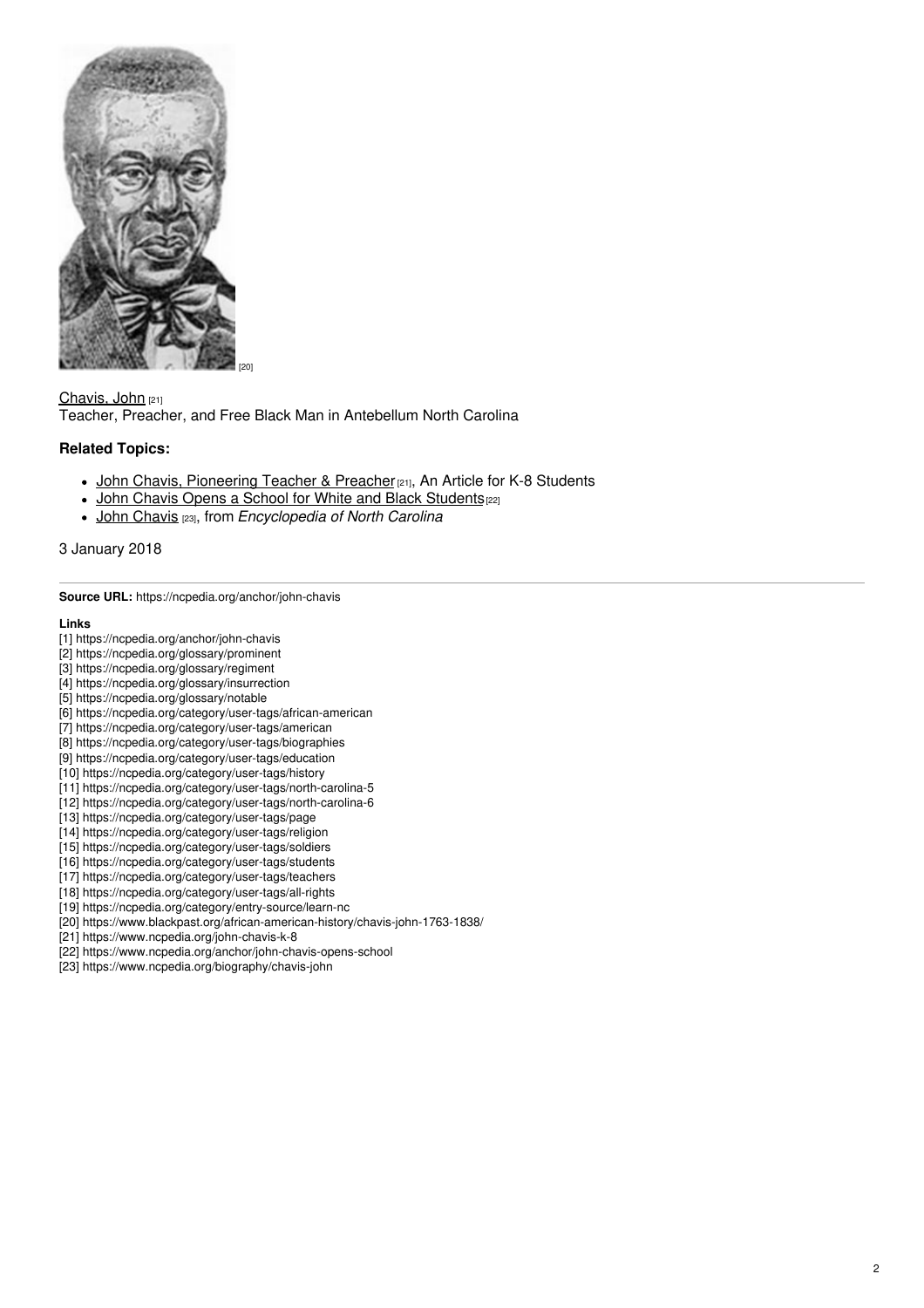[20]

Chavis, John [21]
Teacher, Preacher, and Free Black Man in Antebellum North Carolina

**Related Topics:**

- John Chavis, Pioneering Teacher & Preacher [21], An Article for K-8 Students
- John Chavis Opens a School for White and Black Students [22]
- John Chavis [23], from *Encyclopedia of North Carolina*

3 January 2018

---

**Source URL:** https://ncpedia.org/anchor/john-chavis

**Links**

[1] https://ncpedia.org/anchor/john-chavis
[2] https://ncpedia.org/glossary/prominent
[3] https://ncpedia.org/glossary/regiment
[4] https://ncpedia.org/glossary/insurrection
[5] https://ncpedia.org/glossary/notable
[6] https://ncpedia.org/category/user-tags/african-american
[7] https://ncpedia.org/category/user-tags/american
[8] https://ncpedia.org/category/user-tags/biographies
[9] https://ncpedia.org/category/user-tags/education
[10] https://ncpedia.org/category/user-tags/history
[11] https://ncpedia.org/category/user-tags/north-carolina-5
[12] https://ncpedia.org/category/user-tags/north-carolina-6
[13] https://ncpedia.org/category/user-tags/page
[14] https://ncpedia.org/category/user-tags/religion
[15] https://ncpedia.org/category/user-tags/soldiers
[16] https://ncpedia.org/category/user-tags/students
[17] https://ncpedia.org/category/user-tags/teachers
[18] https://ncpedia.org/category/user-tags/all-rights
[19] https://ncpedia.org/category/entry-source/learn-nc
[20] https://www.blackpast.org/african-american-history/chavis-john-1763-1838/
[21] https://www.ncpedia.org/john-chavis-k-8
[22] https://www.ncpedia.org/anchor/john-chavis-opens-school
[23] https://www.ncpedia.org/biography/chavis-john